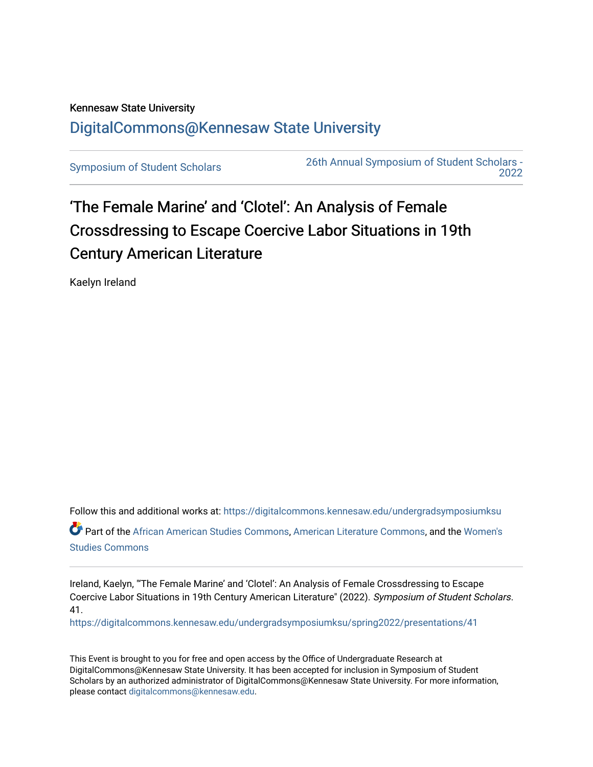Kennesaw State University

DigitalCommons@Kennesaw State University

Symposium of Student Scholars

26th Annual Symposium of Student Scholars - 2022

# 'The Female Marine' and 'Clotel': An Analysis of Female Crossdressing to Escape Coercive Labor Situations in 19th Century American Literature

Kaelyn Ireland

Follow this and additional works at: https://digitalcommons.kennesaw.edu/undergradsymposiumksu

Part of the African American Studies Commons, American Literature Commons, and the Women's Studies Commons

Ireland, Kaelyn, "'The Female Marine' and 'Clotel': An Analysis of Female Crossdressing to Escape Coercive Labor Situations in 19th Century American Literature" (2022). *Symposium of Student Scholars*. 41.
https://digitalcommons.kennesaw.edu/undergradsymposiumksu/spring2022/presentations/41

This Event is brought to you for free and open access by the Office of Undergraduate Research at DigitalCommons@Kennesaw State University. It has been accepted for inclusion in Symposium of Student Scholars by an authorized administrator of DigitalCommons@Kennesaw State University. For more information, please contact digitalcommons@kennesaw.edu.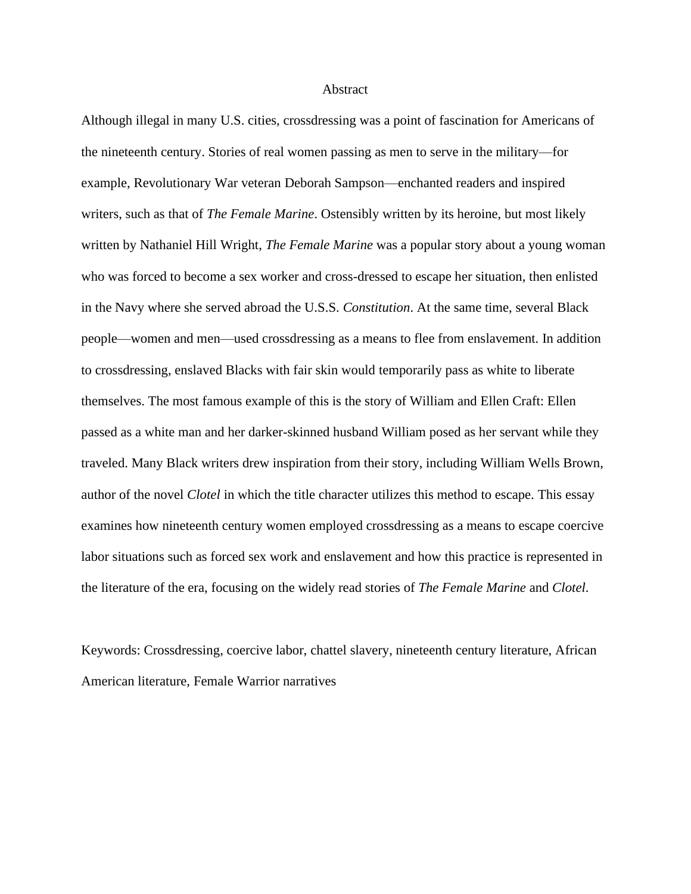# Abstract

Although illegal in many U.S. cities, crossdressing was a point of fascination for Americans of the nineteenth century. Stories of real women passing as men to serve in the military—for example, Revolutionary War veteran Deborah Sampson—enchanted readers and inspired writers, such as that of *The Female Marine*. Ostensibly written by its heroine, but most likely written by Nathaniel Hill Wright, *The Female Marine* was a popular story about a young woman who was forced to become a sex worker and cross-dressed to escape her situation, then enlisted in the Navy where she served abroad the U.S.S. *Constitution*. At the same time, several Black people—women and men—used crossdressing as a means to flee from enslavement. In addition to crossdressing, enslaved Blacks with fair skin would temporarily pass as white to liberate themselves. The most famous example of this is the story of William and Ellen Craft: Ellen passed as a white man and her darker-skinned husband William posed as her servant while they traveled. Many Black writers drew inspiration from their story, including William Wells Brown, author of the novel *Clotel* in which the title character utilizes this method to escape. This essay examines how nineteenth century women employed crossdressing as a means to escape coercive labor situations such as forced sex work and enslavement and how this practice is represented in the literature of the era, focusing on the widely read stories of *The Female Marine* and *Clotel*.

Keywords: Crossdressing, coercive labor, chattel slavery, nineteenth century literature, African American literature, Female Warrior narratives